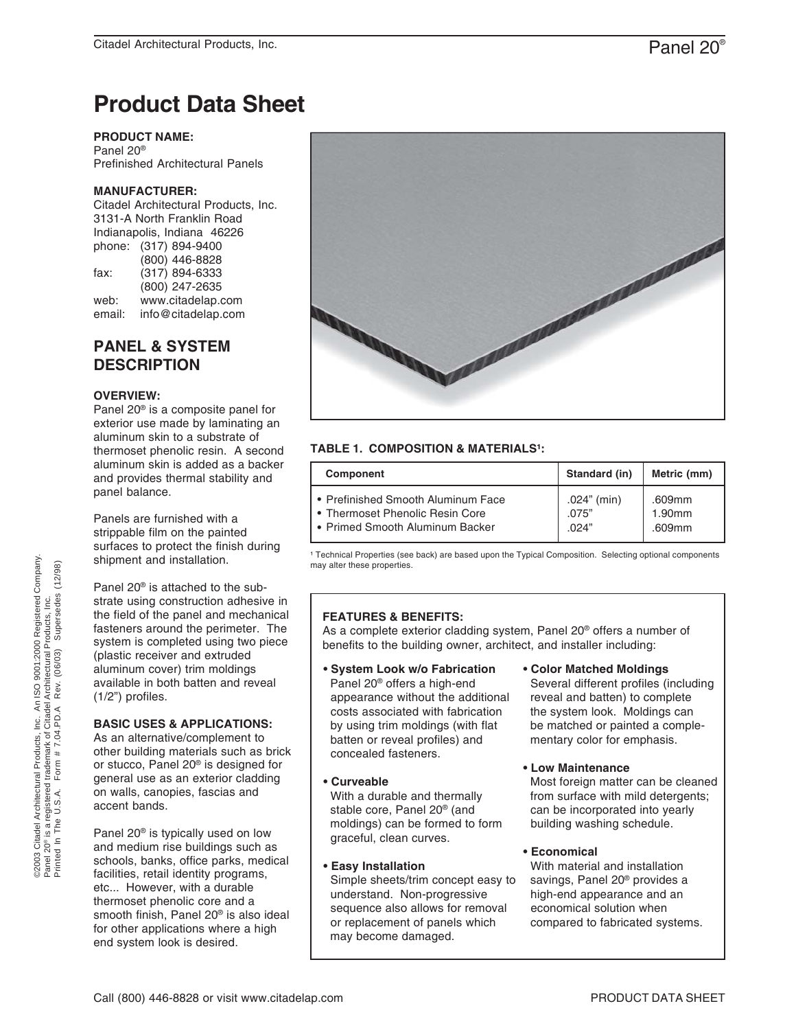# Product Data Sheet

**PRODUCT NAME:**
Panel 20®
Prefinished Architectural Panels

**MANUFACTURER:**
Citadel Architectural Products, Inc.
3131-A North Franklin Road
Indianapolis, Indiana 46226
phone: (317) 894-9400
(800) 446-8828
fax: (317) 894-6333
(800) 247-2635
web: www.citadelap.com
email: info@citadelap.com

## PANEL & SYSTEM DESCRIPTION

**OVERVIEW:**
Panel 20® is a composite panel for exterior use made by laminating an aluminum skin to a substrate of thermoset phenolic resin. A second aluminum skin is added as a backer and provides thermal stability and panel balance.

Panels are furnished with a strippable film on the painted surfaces to protect the finish during shipment and installation.

Panel 20® is attached to the substrate using construction adhesive in the field of the panel and mechanical fasteners around the perimeter. The system is completed using two piece (plastic receiver and extruded aluminum cover) trim moldings available in both batten and reveal (1/2") profiles.

**BASIC USES & APPLICATIONS:**
As an alternative/complement to other building materials such as brick or stucco, Panel 20® is designed for general use as an exterior cladding on walls, canopies, fascias and accent bands.

Panel 20® is typically used on low and medium rise buildings such as schools, banks, office parks, medical facilities, retail identity programs, etc... However, with a durable thermoset phenolic core and a smooth finish, Panel 20® is also ideal for other applications where a high end system look is desired.

**TABLE 1. COMPOSITION & MATERIALS[1]:**

| Component | Standard (in) | Metric (mm) |
|---|---|---|
| • Prefinished Smooth Aluminum Face | .024" (min) | .609mm |
| • Thermoset Phenolic Resin Core | .075" | 1.90mm |
| • Primed Smooth Aluminum Backer | .024" | .609mm |

[1] Technical Properties (see back) are based upon the Typical Composition. Selecting optional components may alter these properties.

**FEATURES & BENEFITS:**
As a complete exterior cladding system, Panel 20® offers a number of benefits to the building owner, architect, and installer including:

- **System Look w/o Fabrication**
  Panel 20® offers a high-end appearance without the additional costs associated with fabrication by using trim moldings (with flat batten or reveal profiles) and concealed fasteners.
- **Curveable**
  With a durable and thermally stable core, Panel 20® (and moldings) can be formed to form graceful, clean curves.
- **Easy Installation**
  Simple sheets/trim concept easy to understand. Non-progressive sequence also allows for removal or replacement of panels which may become damaged.
- **Color Matched Moldings**
  Several different profiles (including reveal and batten) to complete the system look. Moldings can be matched or painted a complementary color for emphasis.
- **Low Maintenance**
  Most foreign matter can be cleaned from surface with mild detergents; can be incorporated into yearly building washing schedule.
- **Economical**
  With material and installation savings, Panel 20® provides a high-end appearance and an economical solution when compared to fabricated systems.

©2003 Citadel Architectural Products, Inc. An ISO 9001:2000 Registered Company.
Panel 20® is a registered trademark of Citadel Architectural Products, Inc.
Printed In The U.S.A. Form # 7.04.PD.A Rev. (06/03) Supersedes (12/98)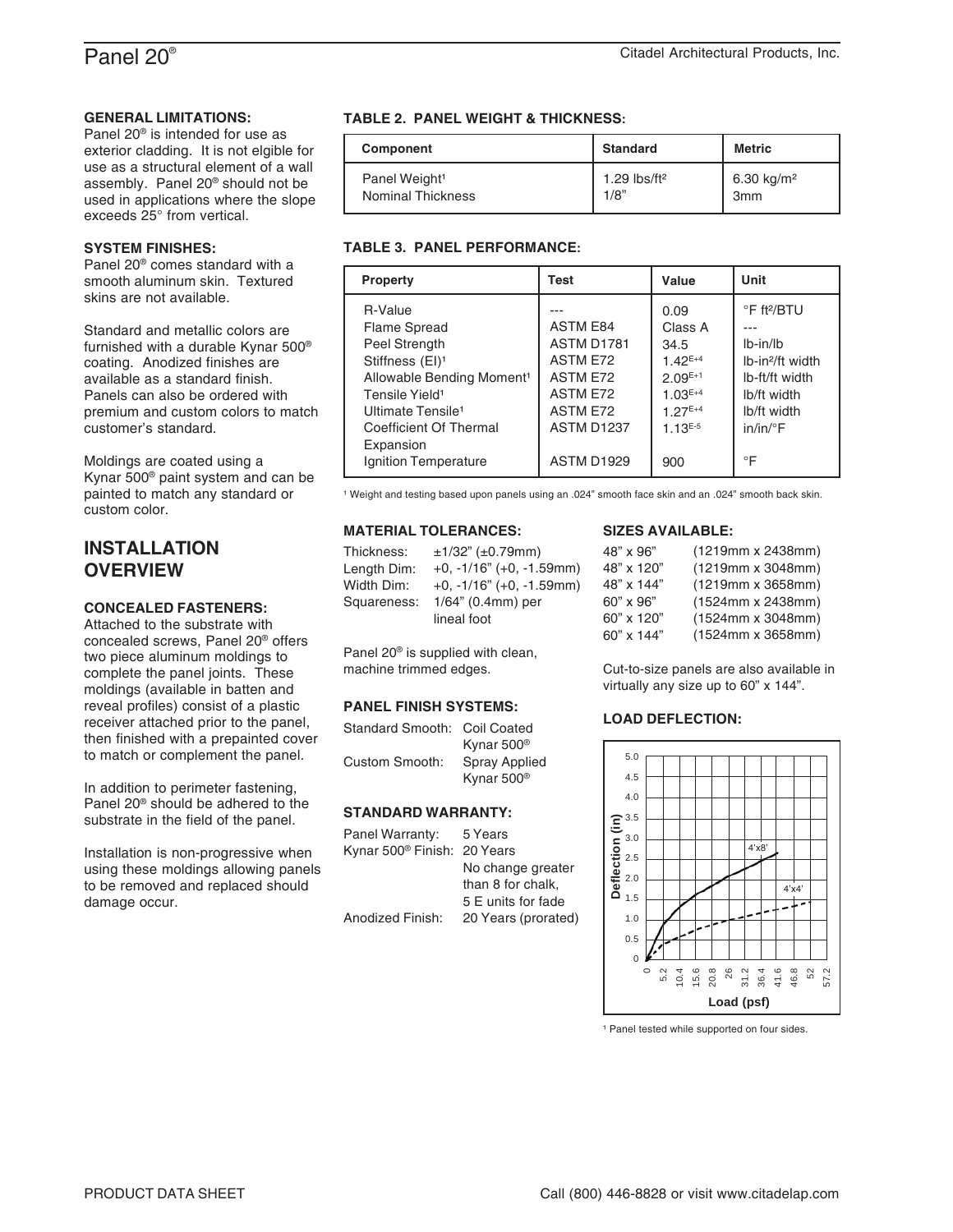### GENERAL LIMITATIONS:

Panel 20® is intended for use as exterior cladding. It is not elgible for use as a structural element of a wall assembly. Panel 20® should not be used in applications where the slope exceeds 25° from vertical.

### SYSTEM FINISHES:

Panel 20® comes standard with a smooth aluminum skin. Textured skins are not available.

Standard and metallic colors are furnished with a durable Kynar 500® coating. Anodized finishes are available as a standard finish. Panels can also be ordered with premium and custom colors to match customer's standard.

Moldings are coated using a Kynar 500® paint system and can be painted to match any standard or custom color.

## INSTALLATION OVERVIEW

### CONCEALED FASTENERS:

Attached to the substrate with concealed screws, Panel 20® offers two piece aluminum moldings to complete the panel joints. These moldings (available in batten and reveal profiles) consist of a plastic receiver attached prior to the panel, then finished with a prepainted cover to match or complement the panel.

In addition to perimeter fastening, Panel 20® should be adhered to the substrate in the field of the panel.

Installation is non-progressive when using these moldings allowing panels to be removed and replaced should damage occur.

### TABLE 2. PANEL WEIGHT & THICKNESS:

| Component | Standard | Metric |
|---|---|---|
| Panel Weight[1] | 1.29 lbs/ft² | 6.30 kg/m² |
| Nominal Thickness | 1/8" | 3mm |

### TABLE 3. PANEL PERFORMANCE:

| Property | Test | Value | Unit |
|---|---|---|---|
| R-Value | --- | 0.09 | °F ft²/BTU |
| Flame Spread | ASTM E84 | Class A | --- |
| Peel Strength | ASTM D1781 | 34.5 | lb-in/lb |
| Stiffness (EI)[1] | ASTM E72 | $1.42^{E+4}$ | lb-in²/ft width |
| Allowable Bending Moment[1] | ASTM E72 | $2.09^{E+1}$ | lb-ft/ft width |
| Tensile Yield[1] | ASTM E72 | $1.03^{E+4}$ | lb/ft width |
| Ultimate Tensile[1] | ASTM E72 | $1.27^{E+4}$ | lb/ft width |
| Coefficient Of Thermal Expansion | ASTM D1237 | $1.13^{E-5}$ | in/in/°F |
| Ignition Temperature | ASTM D1929 | 900 | °F |

[1] Weight and testing based upon panels using an .024" smooth face skin and an .024" smooth back skin.

### MATERIAL TOLERANCES:

| | |
|---|---|
| Thickness: | ±1/32" (±0.79mm) |
| Length Dim: | +0, -1/16" (+0, -1.59mm) |
| Width Dim: | +0, -1/16" (+0, -1.59mm) |
| Squareness: | 1/64" (0.4mm) per lineal foot |

Panel 20® is supplied with clean, machine trimmed edges.

### PANEL FINISH SYSTEMS:

| | |
|---|---|
| Standard Smooth: | Coil Coated Kynar 500® |
| Custom Smooth: | Spray Applied Kynar 500® |

### STANDARD WARRANTY:

| | |
|---|---|
| Panel Warranty: | 5 Years |
| Kynar 500® Finish: | 20 Years<br>No change greater than 8 for chalk, 5 E units for fade |
| Anodized Finish: | 20 Years (prorated) |

### SIZES AVAILABLE:

| | |
|---|---|
| 48" x 96" | (1219mm x 2438mm) |
| 48" x 120" | (1219mm x 3048mm) |
| 48" x 144" | (1219mm x 3658mm) |
| 60" x 96" | (1524mm x 2438mm) |
| 60" x 120" | (1524mm x 3048mm) |
| 60" x 144" | (1524mm x 3658mm) |

Cut-to-size panels are also available in virtually any size up to 60" x 144".

### LOAD DEFLECTION:

Deflection (in)

5.0, 4.5, 4.0, 3.5, 3.0, 2.5, 2.0, 1.5, 1.0, 0.5, 0

4'x8'

4'x4'

0, 5.2, 10.4, 15.6, 20.8, 26, 31.2, 36.4, 41.6, 46.8, 52, 57.2

Load (psf)

[1] Panel tested while supported on four sides.